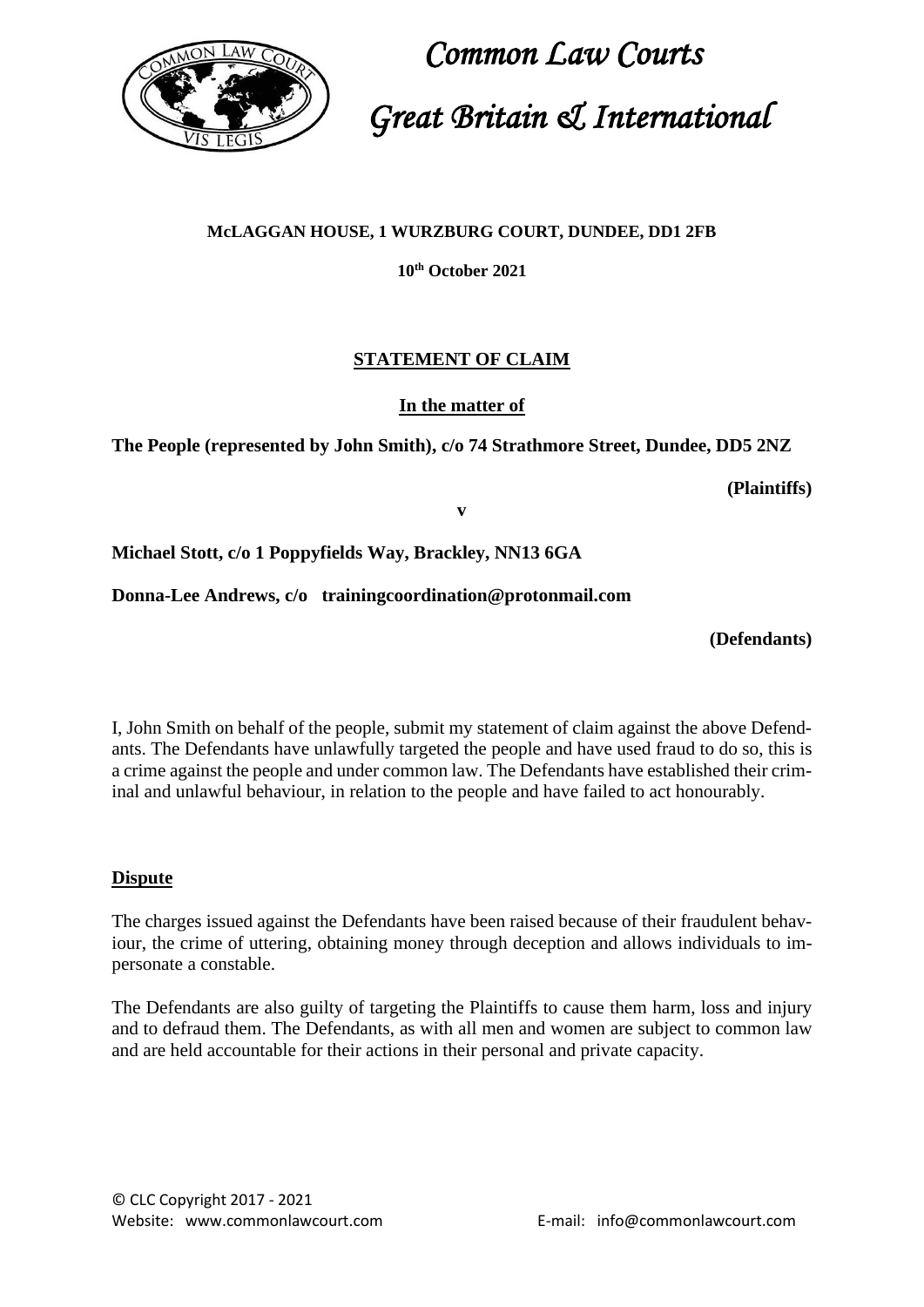# Common Law Courts

# Great Britain & International

**McLAGGAN HOUSE, 1 WURZBURG COURT, DUNDEE, DD1 2FB**

**10th October 2021**

## STATEMENT OF CLAIM

**In the matter of**

**The People (represented by John Smith), c/o 74 Strathmore Street, Dundee, DD5 2NZ**

**(Plaintiffs)**

**v**

**Michael Stott, c/o 1 Poppyfields Way, Brackley, NN13 6GA**

**Donna-Lee Andrews, c/o trainingcoordination@protonmail.com**

**(Defendants)**

I, John Smith on behalf of the people, submit my statement of claim against the above Defendants. The Defendants have unlawfully targeted the people and have used fraud to do so, this is a crime against the people and under common law. The Defendants have established their criminal and unlawful behaviour, in relation to the people and have failed to act honourably.

### Dispute

The charges issued against the Defendants have been raised because of their fraudulent behaviour, the crime of uttering, obtaining money through deception and allows individuals to impersonate a constable.

The Defendants are also guilty of targeting the Plaintiffs to cause them harm, loss and injury and to defraud them. The Defendants, as with all men and women are subject to common law and are held accountable for their actions in their personal and private capacity.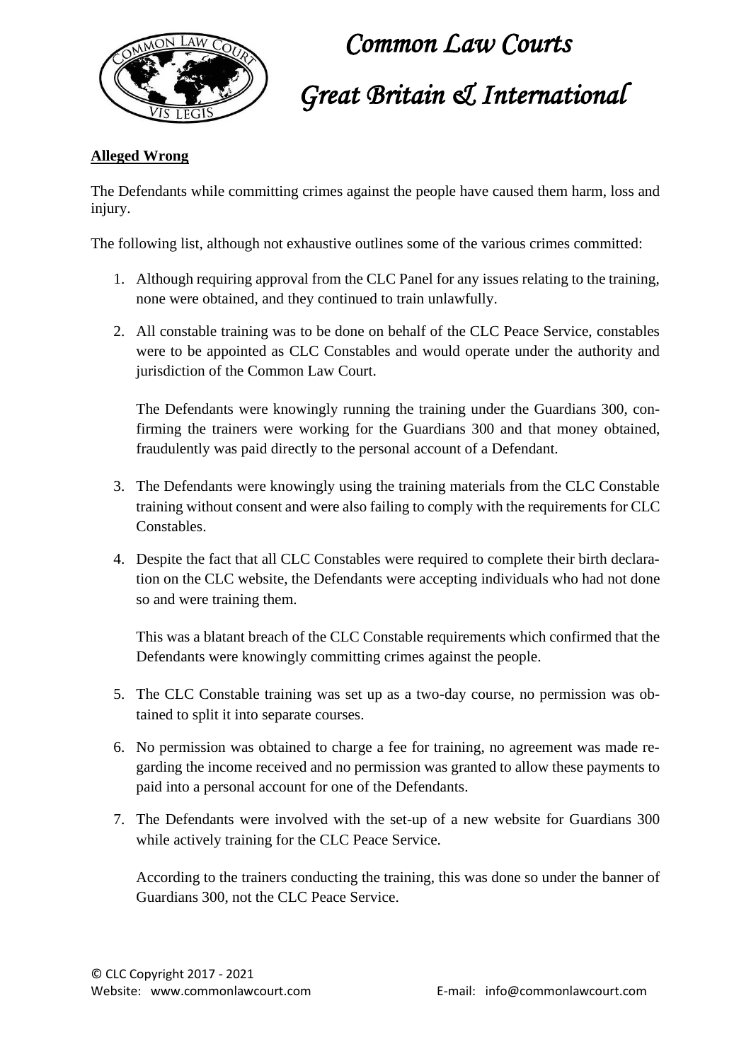# Common Law Courts

# Great Britain & International

**Alleged Wrong**

The Defendants while committing crimes against the people have caused them harm, loss and injury.

The following list, although not exhaustive outlines some of the various crimes committed:

1. Although requiring approval from the CLC Panel for any issues relating to the training, none were obtained, and they continued to train unlawfully.

2. All constable training was to be done on behalf of the CLC Peace Service, constables were to be appointed as CLC Constables and would operate under the authority and jurisdiction of the Common Law Court.

   The Defendants were knowingly running the training under the Guardians 300, confirming the trainers were working for the Guardians 300 and that money obtained, fraudulently was paid directly to the personal account of a Defendant.

3. The Defendants were knowingly using the training materials from the CLC Constable training without consent and were also failing to comply with the requirements for CLC Constables.

4. Despite the fact that all CLC Constables were required to complete their birth declaration on the CLC website, the Defendants were accepting individuals who had not done so and were training them.

   This was a blatant breach of the CLC Constable requirements which confirmed that the Defendants were knowingly committing crimes against the people.

5. The CLC Constable training was set up as a two-day course, no permission was obtained to split it into separate courses.

6. No permission was obtained to charge a fee for training, no agreement was made regarding the income received and no permission was granted to allow these payments to paid into a personal account for one of the Defendants.

7. The Defendants were involved with the set-up of a new website for Guardians 300 while actively training for the CLC Peace Service.

   According to the trainers conducting the training, this was done so under the banner of Guardians 300, not the CLC Peace Service.

© CLC Copyright 2017 - 2021
Website: www.commonlawcourt.com E-mail: info@commonlawcourt.com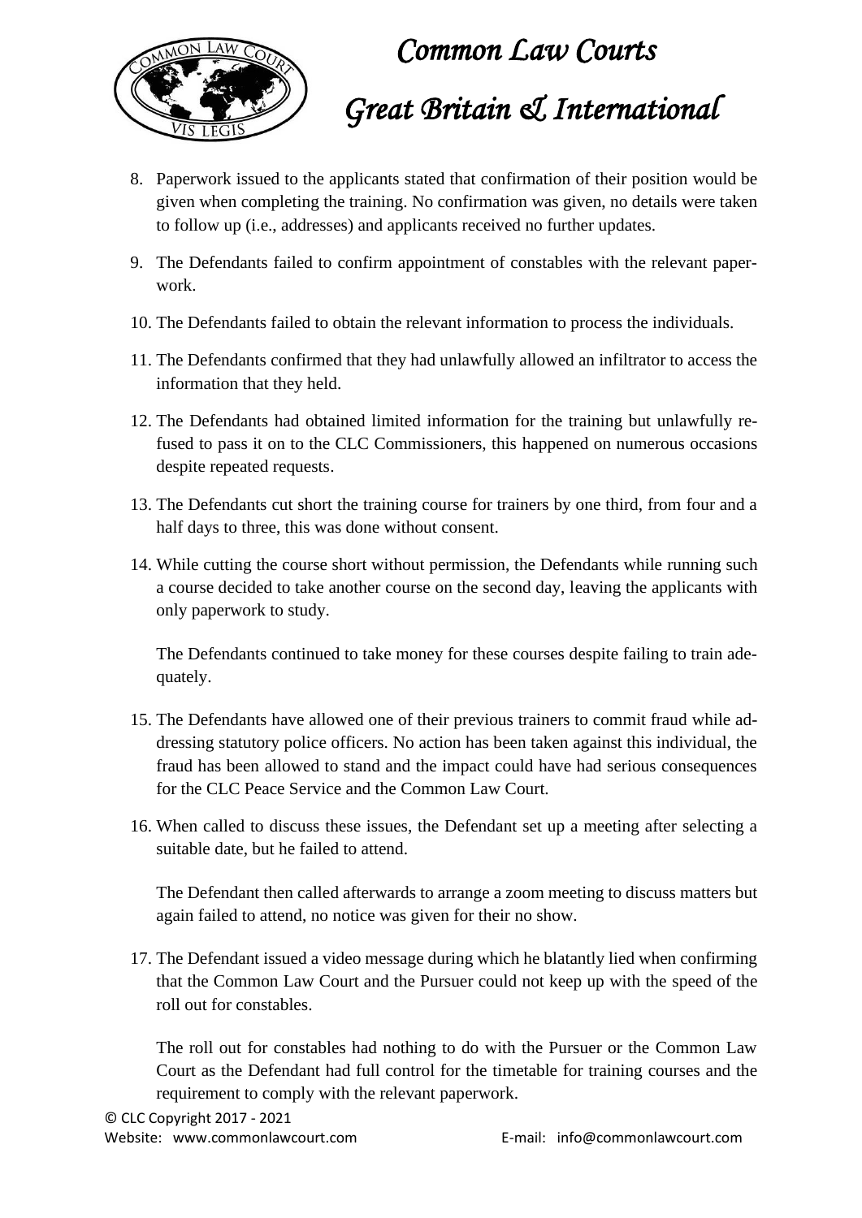8. Paperwork issued to the applicants stated that confirmation of their position would be given when completing the training. No confirmation was given, no details were taken to follow up (i.e., addresses) and applicants received no further updates.

9. The Defendants failed to confirm appointment of constables with the relevant paperwork.

10. The Defendants failed to obtain the relevant information to process the individuals.

11. The Defendants confirmed that they had unlawfully allowed an infiltrator to access the information that they held.

12. The Defendants had obtained limited information for the training but unlawfully refused to pass it on to the CLC Commissioners, this happened on numerous occasions despite repeated requests.

13. The Defendants cut short the training course for trainers by one third, from four and a half days to three, this was done without consent.

14. While cutting the course short without permission, the Defendants while running such a course decided to take another course on the second day, leaving the applicants with only paperwork to study.

    The Defendants continued to take money for these courses despite failing to train adequately.

15. The Defendants have allowed one of their previous trainers to commit fraud while addressing statutory police officers. No action has been taken against this individual, the fraud has been allowed to stand and the impact could have had serious consequences for the CLC Peace Service and the Common Law Court.

16. When called to discuss these issues, the Defendant set up a meeting after selecting a suitable date, but he failed to attend.

    The Defendant then called afterwards to arrange a zoom meeting to discuss matters but again failed to attend, no notice was given for their no show.

17. The Defendant issued a video message during which he blatantly lied when confirming that the Common Law Court and the Pursuer could not keep up with the speed of the roll out for constables.

    The roll out for constables had nothing to do with the Pursuer or the Common Law Court as the Defendant had full control for the timetable for training courses and the requirement to comply with the relevant paperwork.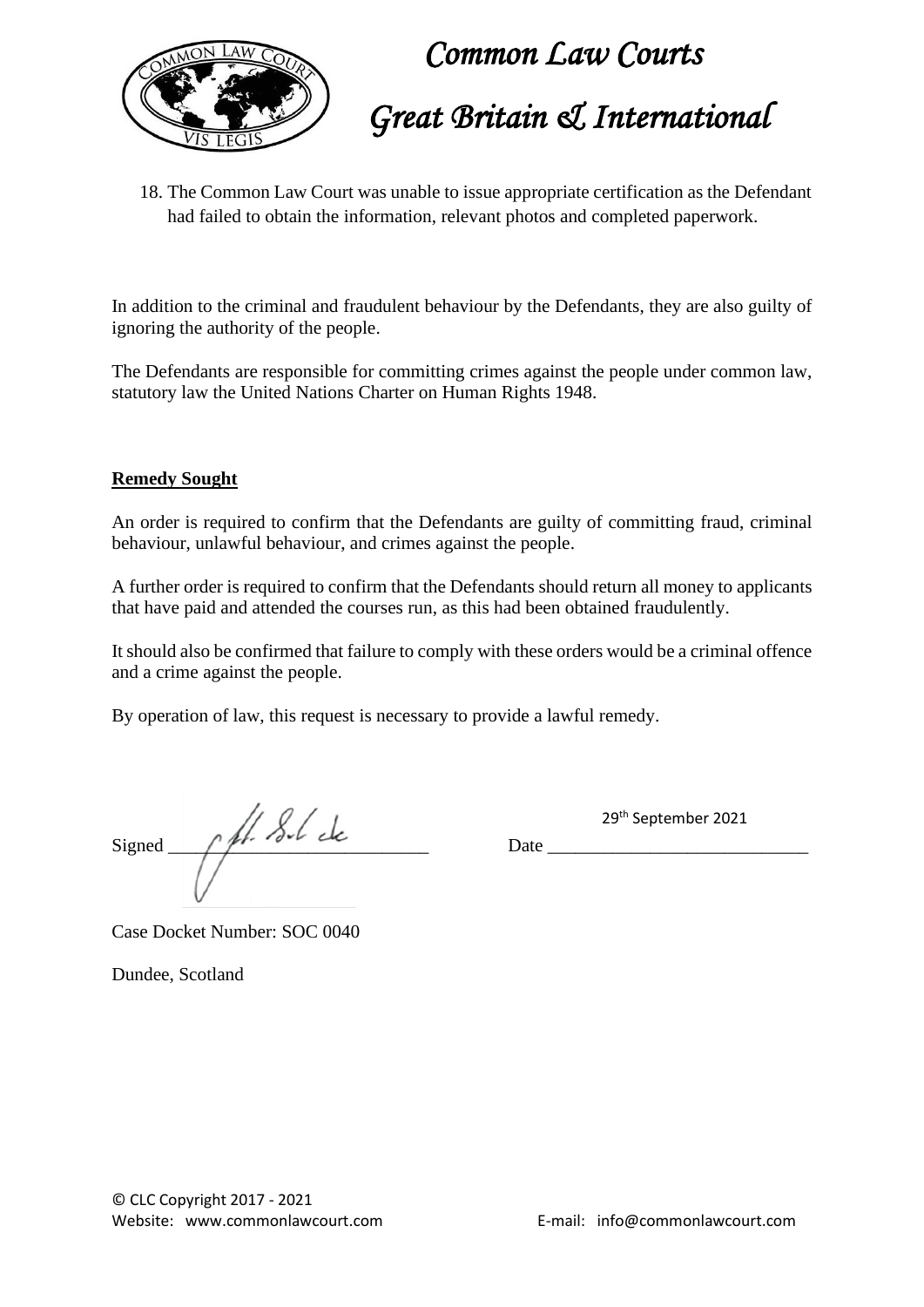18. The Common Law Court was unable to issue appropriate certification as the Defendant had failed to obtain the information, relevant photos and completed paperwork.

In addition to the criminal and fraudulent behaviour by the Defendants, they are also guilty of ignoring the authority of the people.

The Defendants are responsible for committing crimes against the people under common law, statutory law the United Nations Charter on Human Rights 1948.

**Remedy Sought**

An order is required to confirm that the Defendants are guilty of committing fraud, criminal behaviour, unlawful behaviour, and crimes against the people.

A further order is required to confirm that the Defendants should return all money to applicants that have paid and attended the courses run, as this had been obtained fraudulently.

It should also be confirmed that failure to comply with these orders would be a criminal offence and a crime against the people.

By operation of law, this request is necessary to provide a lawful remedy.

Signed ____________________________ Date 29th September 2021

Case Docket Number: SOC 0040

Dundee, Scotland